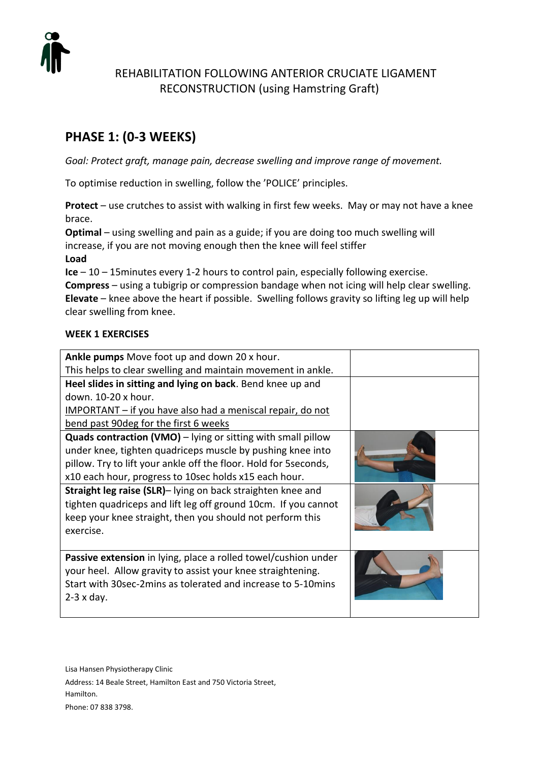# REHABILITATION FOLLOWING ANTERIOR CRUCIATE LIGAMENT RECONSTRUCTION (using Hamstring Graft)

## PHASE 1: (0-3 WEEKS)

*Goal: Protect graft, manage pain, decrease swelling and improve range of movement.*

To optimise reduction in swelling, follow the 'POLICE' principles.

**Protect** – use crutches to assist with walking in first few weeks. May or may not have a knee brace.
**Optimal** – using swelling and pain as a guide; if you are doing too much swelling will increase, if you are not moving enough then the knee will feel stiffer
**Load**
**Ice** – 10 – 15minutes every 1-2 hours to control pain, especially following exercise.
**Compress** – using a tubigrip or compression bandage when not icing will help clear swelling.
**Elevate** – knee above the heart if possible. Swelling follows gravity so lifting leg up will help clear swelling from knee.

### WEEK 1 EXERCISES

| Exercise | |
|---|---|
| **Ankle pumps** Move foot up and down 20 x hour. This helps to clear swelling and maintain movement in ankle. | |
| **Heel slides in sitting and lying on back**. Bend knee up and down. 10-20 x hour. IMPORTANT – if you have also had a meniscal repair, do not bend past 90deg for the first 6 weeks | |
| **Quads contraction (VMO)** – lying or sitting with small pillow under knee, tighten quadriceps muscle by pushing knee into pillow. Try to lift your ankle off the floor. Hold for 5seconds, x10 each hour, progress to 10sec holds x15 each hour. | |
| **Straight leg raise (SLR)**– lying on back straighten knee and tighten quadriceps and lift leg off ground 10cm. If you cannot keep your knee straight, then you should not perform this exercise. | |
| **Passive extension** in lying, place a rolled towel/cushion under your heel. Allow gravity to assist your knee straightening. Start with 30sec-2mins as tolerated and increase to 5-10mins 2-3 x day. | |

Lisa Hansen Physiotherapy Clinic
Address: 14 Beale Street, Hamilton East and 750 Victoria Street, Hamilton.
Phone: 07 838 3798.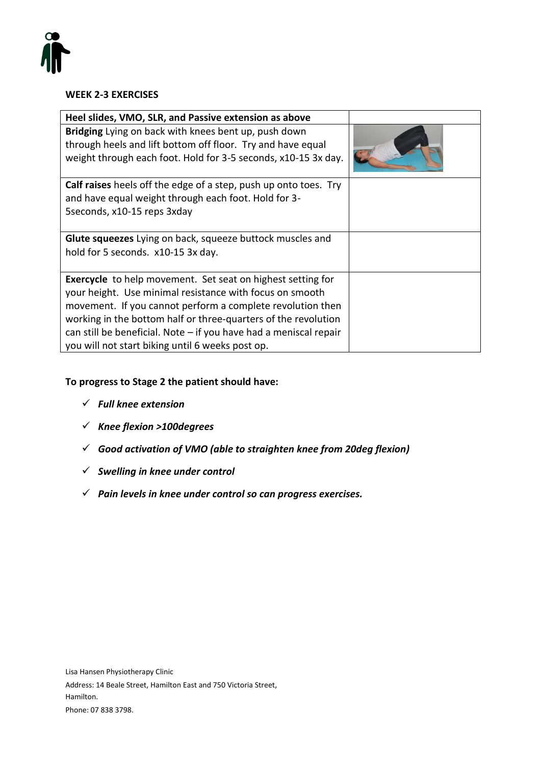## WEEK 2-3 EXERCISES

| Heel slides, VMO, SLR, and Passive extension as above | |
|---|---|
| **Bridging** Lying on back with knees bent up, push down through heels and lift bottom off floor. Try and have equal weight through each foot. Hold for 3-5 seconds, x10-15 3x day. | |
| **Calf raises** heels off the edge of a step, push up onto toes. Try and have equal weight through each foot. Hold for 3-5seconds, x10-15 reps 3xday | |
| **Glute squeezes** Lying on back, squeeze buttock muscles and hold for 5 seconds. x10-15 3x day. | |
| **Exercycle** to help movement. Set seat on highest setting for your height. Use minimal resistance with focus on smooth movement. If you cannot perform a complete revolution then working in the bottom half or three-quarters of the revolution can still be beneficial. Note – if you have had a meniscal repair you will not start biking until 6 weeks post op. | |

**To progress to Stage 2 the patient should have:**

- ✓ ***Full knee extension***
- ✓ ***Knee flexion >100degrees***
- ✓ ***Good activation of VMO (able to straighten knee from 20deg flexion)***
- ✓ ***Swelling in knee under control***
- ✓ ***Pain levels in knee under control so can progress exercises.***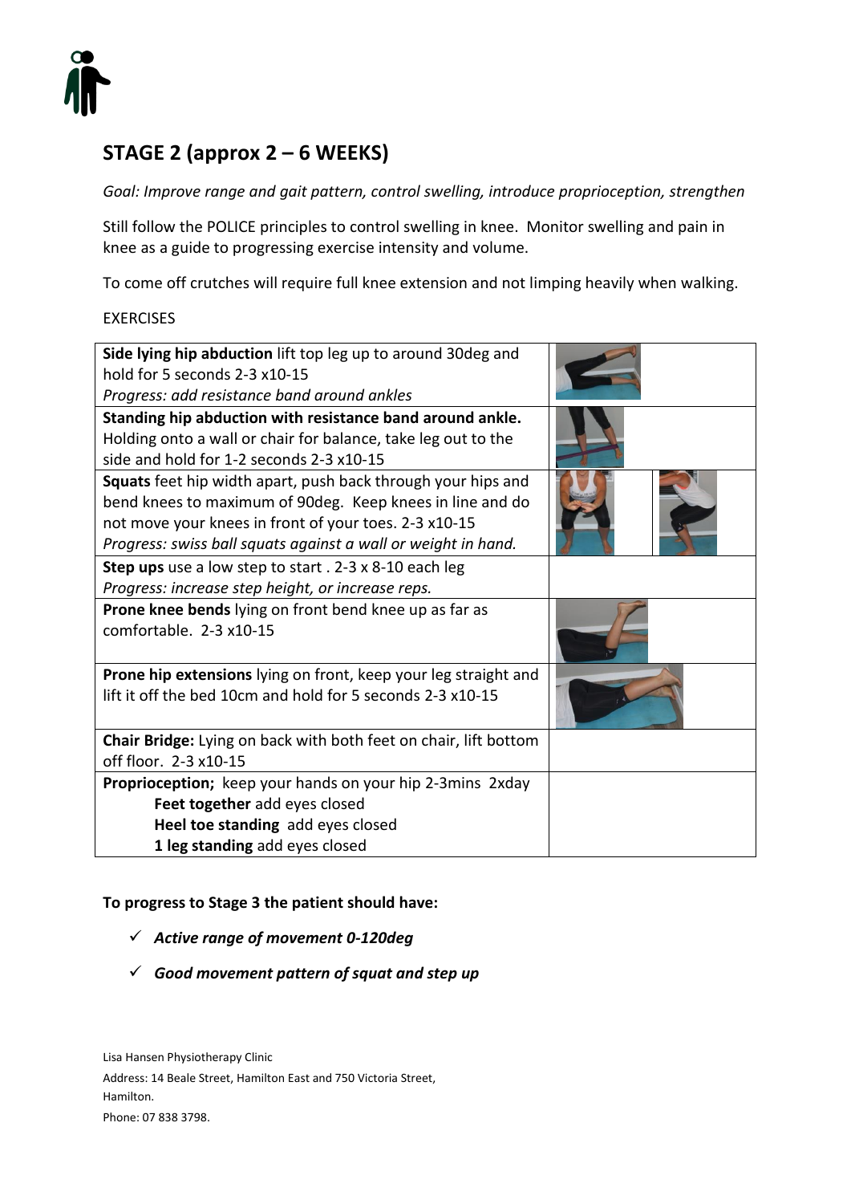## STAGE 2 (approx 2 – 6 WEEKS)

*Goal: Improve range and gait pattern, control swelling, introduce proprioception, strengthen*

Still follow the POLICE principles to control swelling in knee. Monitor swelling and pain in knee as a guide to progressing exercise intensity and volume.

To come off crutches will require full knee extension and not limping heavily when walking.

EXERCISES

| Exercise | |
|---|---|
| **Side lying hip abduction** lift top leg up to around 30deg and hold for 5 seconds 2-3 x10-15<br>*Progress: add resistance band around ankles* | |
| **Standing hip abduction with resistance band around ankle.** Holding onto a wall or chair for balance, take leg out to the side and hold for 1-2 seconds 2-3 x10-15 | |
| **Squats** feet hip width apart, push back through your hips and bend knees to maximum of 90deg. Keep knees in line and do not move your knees in front of your toes. 2-3 x10-15<br>*Progress: swiss ball squats against a wall or weight in hand.* | |
| **Step ups** use a low step to start . 2-3 x 8-10 each leg<br>*Progress: increase step height, or increase reps.* | |
| **Prone knee bends** lying on front bend knee up as far as comfortable. 2-3 x10-15 | |
| **Prone hip extensions** lying on front, keep your leg straight and lift it off the bed 10cm and hold for 5 seconds 2-3 x10-15 | |
| **Chair Bridge:** Lying on back with both feet on chair, lift bottom off floor. 2-3 x10-15 | |
| **Proprioception;** keep your hands on your hip 2-3mins 2xday<br>**Feet together** add eyes closed<br>**Heel toe standing** add eyes closed<br>**1 leg standing** add eyes closed | |

**To progress to Stage 3 the patient should have:**

- ✓ ***Active range of movement 0-120deg***
- ✓ ***Good movement pattern of squat and step up***

Lisa Hansen Physiotherapy Clinic
Address: 14 Beale Street, Hamilton East and 750 Victoria Street, Hamilton.
Phone: 07 838 3798.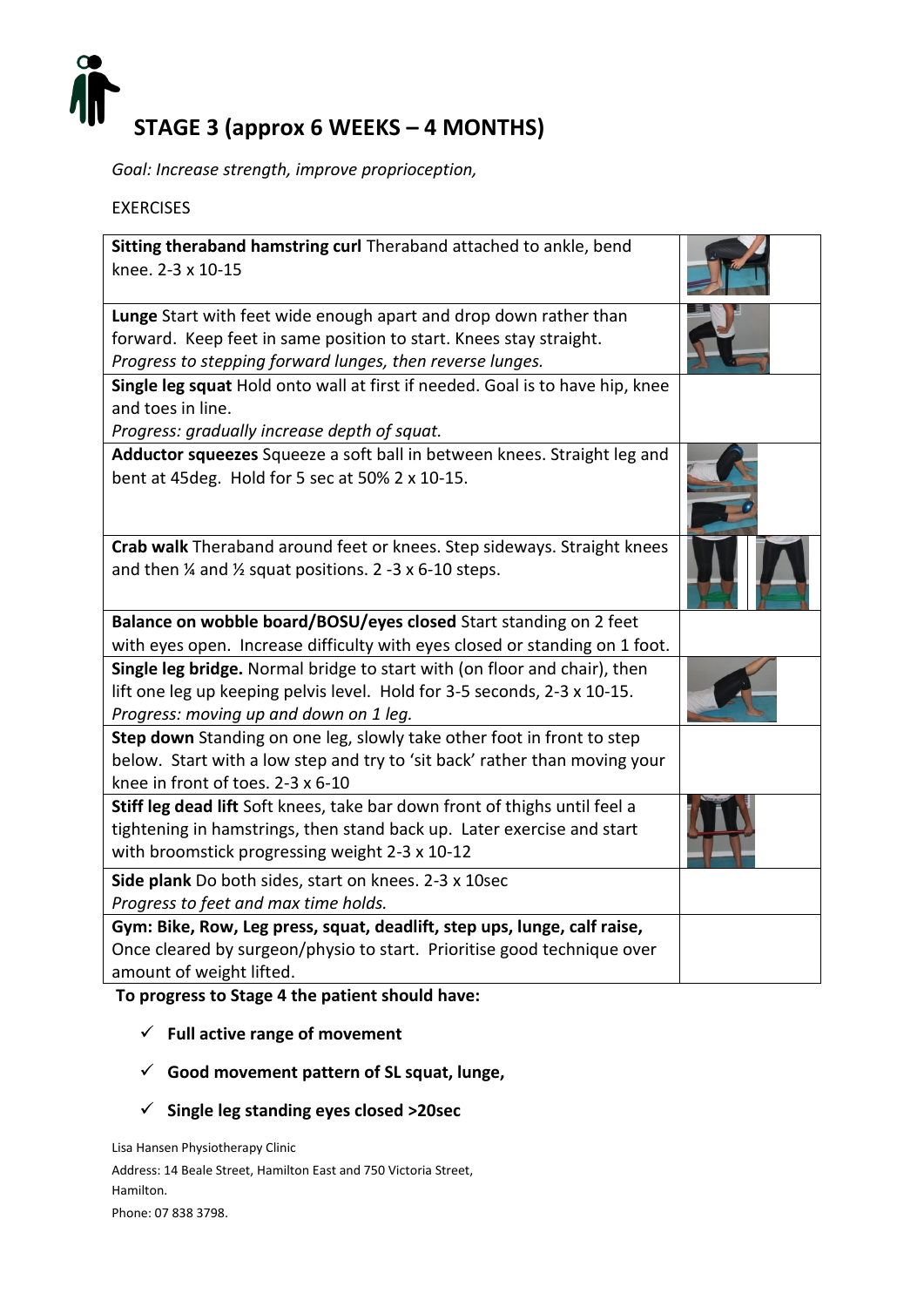# STAGE 3 (approx 6 WEEKS – 4 MONTHS)

*Goal: Increase strength, improve proprioception,*

EXERCISES

| Exercise | |
|---|---|
| **Sitting theraband hamstring curl** Theraband attached to ankle, bend knee. 2-3 x 10-15 | |
| **Lunge** Start with feet wide enough apart and drop down rather than forward. Keep feet in same position to start. Knees stay straight. *Progress to stepping forward lunges, then reverse lunges.* | |
| **Single leg squat** Hold onto wall at first if needed. Goal is to have hip, knee and toes in line. *Progress: gradually increase depth of squat.* | |
| **Adductor squeezes** Squeeze a soft ball in between knees. Straight leg and bent at 45deg. Hold for 5 sec at 50% 2 x 10-15. | |
| **Crab walk** Theraband around feet or knees. Step sideways. Straight knees and then ¼ and ½ squat positions. 2 -3 x 6-10 steps. | |
| **Balance on wobble board/BOSU/eyes closed** Start standing on 2 feet with eyes open. Increase difficulty with eyes closed or standing on 1 foot. | |
| **Single leg bridge.** Normal bridge to start with (on floor and chair), then lift one leg up keeping pelvis level. Hold for 3-5 seconds, 2-3 x 10-15. *Progress: moving up and down on 1 leg.* | |
| **Step down** Standing on one leg, slowly take other foot in front to step below. Start with a low step and try to 'sit back' rather than moving your knee in front of toes. 2-3 x 6-10 | |
| **Stiff leg dead lift** Soft knees, take bar down front of thighs until feel a tightening in hamstrings, then stand back up. Later exercise and start with broomstick progressing weight 2-3 x 10-12 | |
| **Side plank** Do both sides, start on knees. 2-3 x 10sec *Progress to feet and max time holds.* | |
| **Gym: Bike, Row, Leg press, squat, deadlift, step ups, lunge, calf raise,** Once cleared by surgeon/physio to start. Prioritise good technique over amount of weight lifted. | |

**To progress to Stage 4 the patient should have:**

- ✓ **Full active range of movement**
- ✓ **Good movement pattern of SL squat, lunge,**
- ✓ **Single leg standing eyes closed >20sec**

Lisa Hansen Physiotherapy Clinic

Address: 14 Beale Street, Hamilton East and 750 Victoria Street, Hamilton.

Phone: 07 838 3798.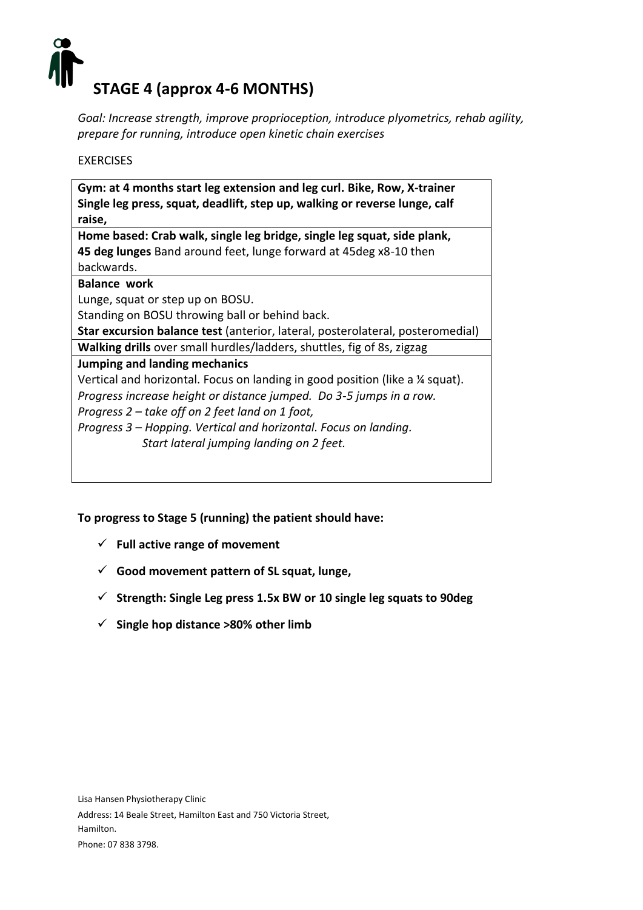# STAGE 4 (approx 4-6 MONTHS)

*Goal: Increase strength, improve proprioception, introduce plyometrics, rehab agility, prepare for running, introduce open kinetic chain exercises*

EXERCISES

| **Gym: at 4 months start leg extension and leg curl. Bike, Row, X-trainer Single leg press, squat, deadlift, step up, walking or reverse lunge, calf raise,** |
|---|
| **Home based: Crab walk, single leg bridge, single leg squat, side plank, 45 deg lunges** Band around feet, lunge forward at 45deg x8-10 then backwards. |
| **Balance work**<br>Lunge, squat or step up on BOSU.<br>Standing on BOSU throwing ball or behind back.<br>**Star excursion balance test** (anterior, lateral, posterolateral, posteromedial) |
| **Walking drills** over small hurdles/ladders, shuttles, fig of 8s, zigzag |
| **Jumping and landing mechanics**<br>Vertical and horizontal. Focus on landing in good position (like a ¼ squat).<br>*Progress increase height or distance jumped. Do 3-5 jumps in a row.*<br>*Progress 2 – take off on 2 feet land on 1 foot,*<br>*Progress 3 – Hopping. Vertical and horizontal. Focus on landing.*<br>*Start lateral jumping landing on 2 feet.* |

**To progress to Stage 5 (running) the patient should have:**

- ✓ **Full active range of movement**
- ✓ **Good movement pattern of SL squat, lunge,**
- ✓ **Strength: Single Leg press 1.5x BW or 10 single leg squats to 90deg**
- ✓ **Single hop distance >80% other limb**

Lisa Hansen Physiotherapy Clinic
Address: 14 Beale Street, Hamilton East and 750 Victoria Street, Hamilton.
Phone: 07 838 3798.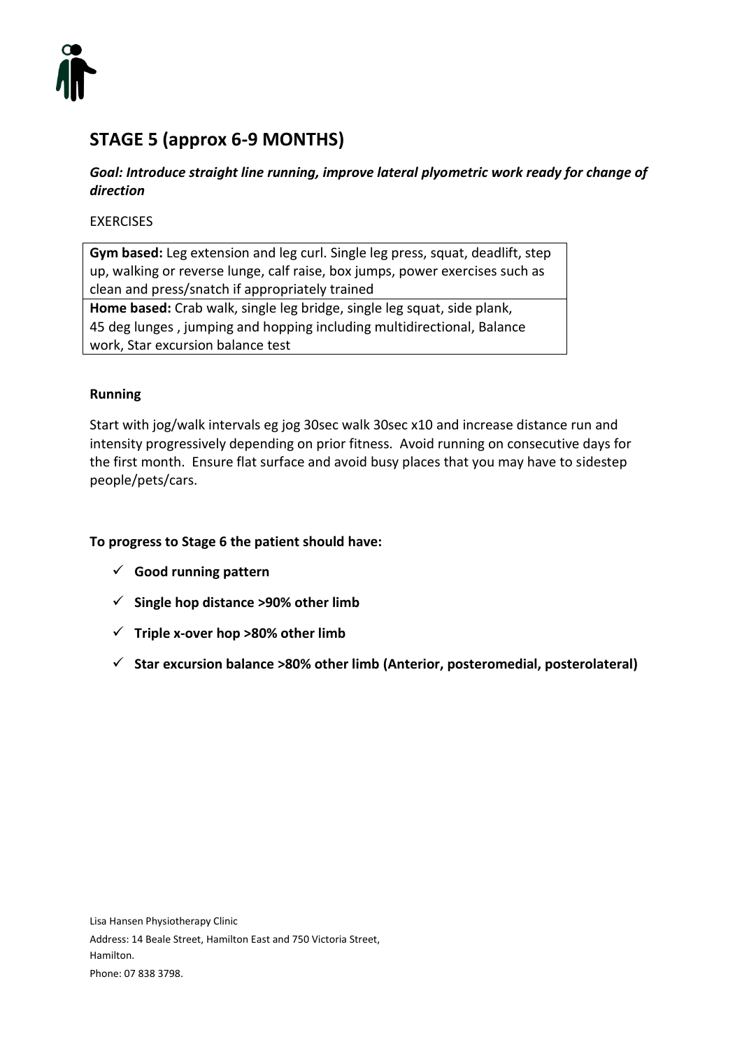## STAGE 5 (approx 6-9 MONTHS)

***Goal: Introduce straight line running, improve lateral plyometric work ready for change of direction***

EXERCISES

| **Gym based:** Leg extension and leg curl. Single leg press, squat, deadlift, step up, walking or reverse lunge, calf raise, box jumps, power exercises such as clean and press/snatch if appropriately trained |
|---|
| **Home based:** Crab walk, single leg bridge, single leg squat, side plank, 45 deg lunges , jumping and hopping including multidirectional, Balance work, Star excursion balance test |

**Running**

Start with jog/walk intervals eg jog 30sec walk 30sec x10 and increase distance run and intensity progressively depending on prior fitness. Avoid running on consecutive days for the first month. Ensure flat surface and avoid busy places that you may have to sidestep people/pets/cars.

**To progress to Stage 6 the patient should have:**

- ✓ **Good running pattern**
- ✓ **Single hop distance >90% other limb**
- ✓ **Triple x-over hop >80% other limb**
- ✓ **Star excursion balance >80% other limb (Anterior, posteromedial, posterolateral)**

Lisa Hansen Physiotherapy Clinic
Address: 14 Beale Street, Hamilton East and 750 Victoria Street, Hamilton.
Phone: 07 838 3798.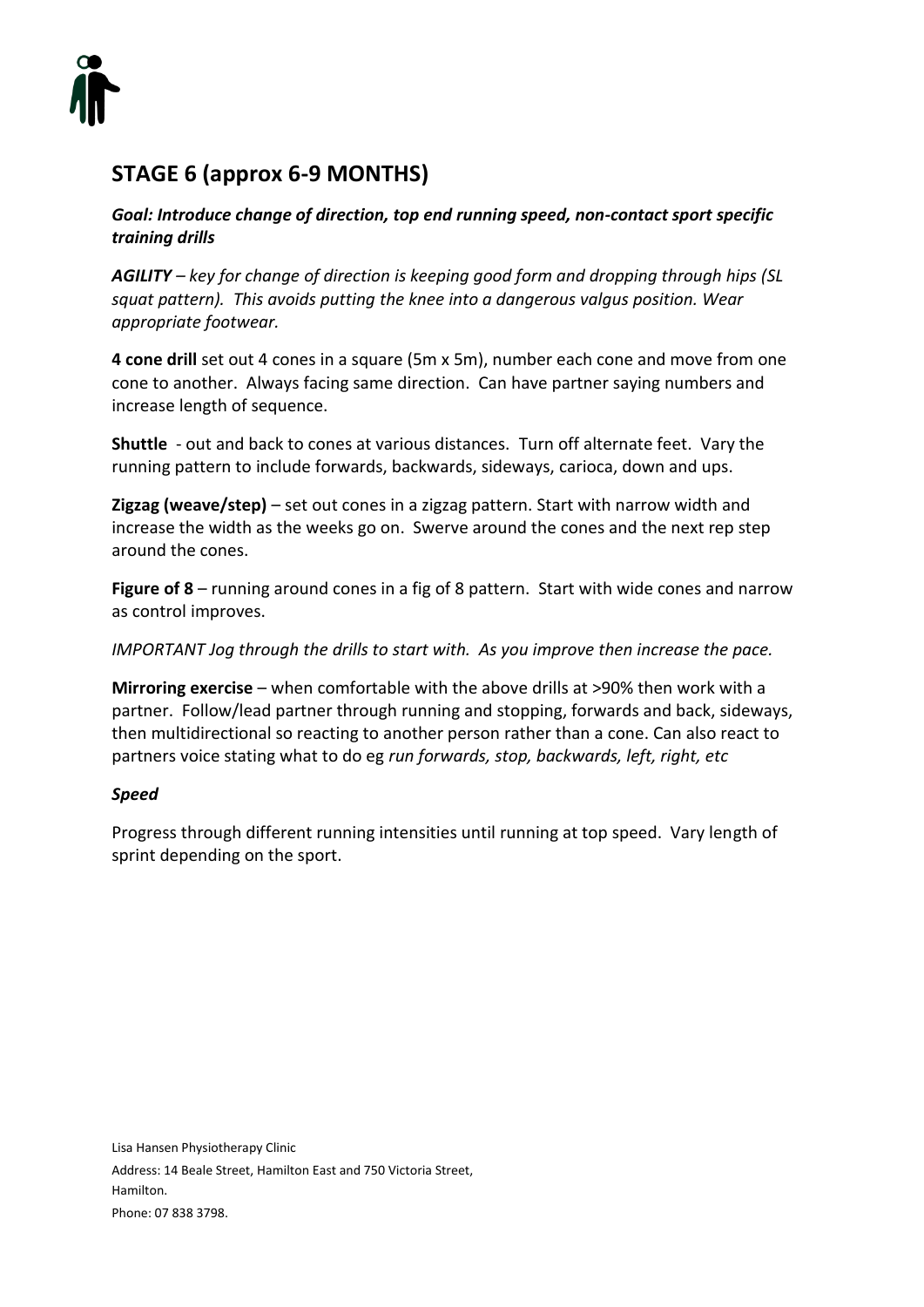## STAGE 6 (approx 6-9 MONTHS)

***Goal: Introduce change of direction, top end running speed, non-contact sport specific training drills***

***AGILITY*** *– key for change of direction is keeping good form and dropping through hips (SL squat pattern). This avoids putting the knee into a dangerous valgus position. Wear appropriate footwear.*

**4 cone drill** set out 4 cones in a square (5m x 5m), number each cone and move from one cone to another. Always facing same direction. Can have partner saying numbers and increase length of sequence.

**Shuttle** - out and back to cones at various distances. Turn off alternate feet. Vary the running pattern to include forwards, backwards, sideways, carioca, down and ups.

**Zigzag (weave/step)** – set out cones in a zigzag pattern. Start with narrow width and increase the width as the weeks go on. Swerve around the cones and the next rep step around the cones.

**Figure of 8** – running around cones in a fig of 8 pattern. Start with wide cones and narrow as control improves.

*IMPORTANT Jog through the drills to start with. As you improve then increase the pace.*

**Mirroring exercise** – when comfortable with the above drills at >90% then work with a partner. Follow/lead partner through running and stopping, forwards and back, sideways, then multidirectional so reacting to another person rather than a cone. Can also react to partners voice stating what to do eg *run forwards, stop, backwards, left, right, etc*

***Speed***

Progress through different running intensities until running at top speed. Vary length of sprint depending on the sport.

Lisa Hansen Physiotherapy Clinic
Address: 14 Beale Street, Hamilton East and 750 Victoria Street, Hamilton.
Phone: 07 838 3798.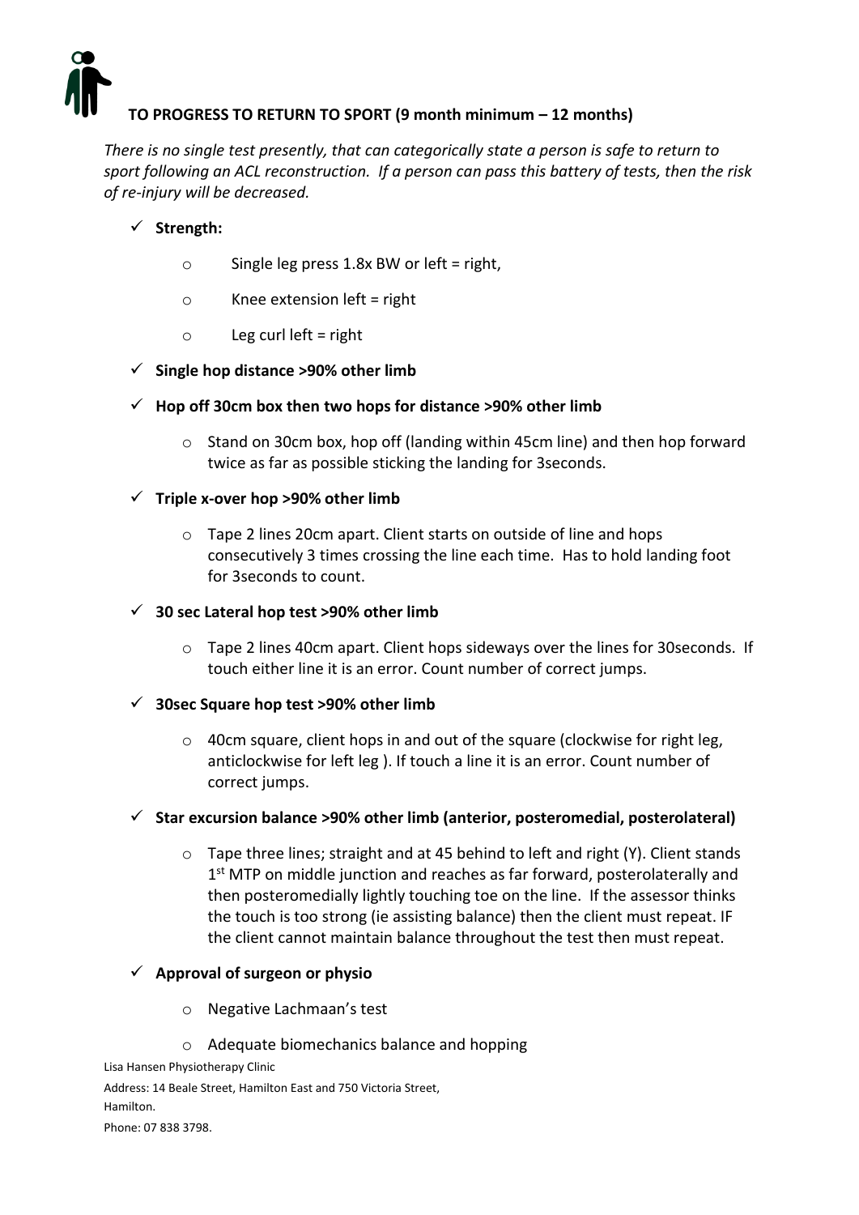## TO PROGRESS TO RETURN TO SPORT (9 month minimum – 12 months)

*There is no single test presently, that can categorically state a person is safe to return to sport following an ACL reconstruction. If a person can pass this battery of tests, then the risk of re-injury will be decreased.*

- ✓ **Strength:**
  - Single leg press 1.8x BW or left = right,
  - Knee extension left = right
  - Leg curl left = right
- ✓ **Single hop distance >90% other limb**
- ✓ **Hop off 30cm box then two hops for distance >90% other limb**
  - Stand on 30cm box, hop off (landing within 45cm line) and then hop forward twice as far as possible sticking the landing for 3seconds.
- ✓ **Triple x-over hop >90% other limb**
  - Tape 2 lines 20cm apart. Client starts on outside of line and hops consecutively 3 times crossing the line each time. Has to hold landing foot for 3seconds to count.
- ✓ **30 sec Lateral hop test >90% other limb**
  - Tape 2 lines 40cm apart. Client hops sideways over the lines for 30seconds. If touch either line it is an error. Count number of correct jumps.
- ✓ **30sec Square hop test >90% other limb**
  - 40cm square, client hops in and out of the square (clockwise for right leg, anticlockwise for left leg ). If touch a line it is an error. Count number of correct jumps.
- ✓ **Star excursion balance >90% other limb (anterior, posteromedial, posterolateral)**
  - Tape three lines; straight and at 45 behind to left and right (Y). Client stands 1st MTP on middle junction and reaches as far forward, posterolaterally and then posteromedially lightly touching toe on the line. If the assessor thinks the touch is too strong (ie assisting balance) then the client must repeat. IF the client cannot maintain balance throughout the test then must repeat.
- ✓ **Approval of surgeon or physio**
  - Negative Lachmaan's test
  - Adequate biomechanics balance and hopping

Lisa Hansen Physiotherapy Clinic
Address: 14 Beale Street, Hamilton East and 750 Victoria Street, Hamilton.
Phone: 07 838 3798.